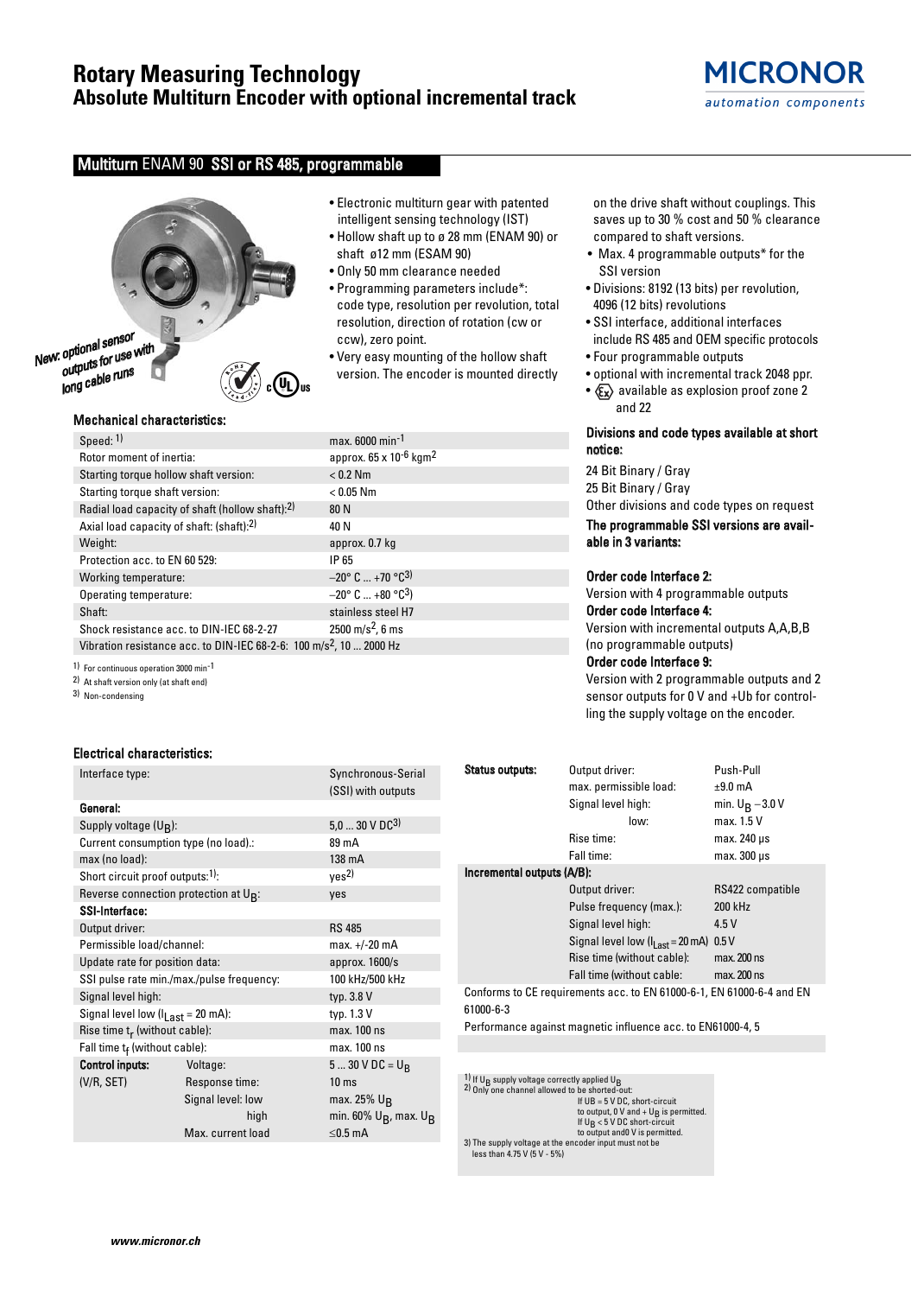# Rotary Measuring Technology
## Absolute Multiturn Encoder with optional incremental track

MICRONOR
automation components

## Multiturn ENAM 90 SSI or RS 485, programmable

New: optional sensor outputs for use with long cable runs

- Electronic multiturn gear with patented intelligent sensing technology (IST)
- Hollow shaft up to ø 28 mm (ENAM 90) or shaft ø12 mm (ESAM 90)
- Only 50 mm clearance needed
- Programming parameters include*: code type, resolution per revolution, total resolution, direction of rotation (cw or ccw), zero point.
- Very easy mounting of the hollow shaft version. The encoder is mounted directly on the drive shaft without couplings. This saves up to 30 % cost and 50 % clearance compared to shaft versions.
- Max. 4 programmable outputs* for the SSI version
- Divisions: 8192 (13 bits) per revolution, 4096 (12 bits) revolutions
- SSI interface, additional interfaces include RS 485 and OEM specific protocols
- Four programmable outputs
- optional with incremental track 2048 ppr.
- Ex available as explosion proof zone 2 and 22

### Mechanical characteristics:

| | |
|---|---|
| Speed: 1) | max. 6000 $min^{-1}$ |
| Rotor moment of inertia: | approx. 65 x $10^{-6}$ $kgm^2$ |
| Starting torque hollow shaft version: | < 0.2 Nm |
| Starting torque shaft version: | < 0.05 Nm |
| Radial load capacity of shaft (hollow shaft):2) | 80 N |
| Axial load capacity of shaft: (shaft):2) | 40 N |
| Weight: | approx. 0.7 kg |
| Protection acc. to EN 60 529: | IP 65 |
| Working temperature: | –20° C ... +70 °C3) |
| Operating temperature: | –20° C ... +80 °C3) |
| Shaft: | stainless steel H7 |
| Shock resistance acc. to DIN-IEC 68-2-27 | 2500 $m/s^2$, 6 ms |
| Vibration resistance acc. to DIN-IEC 68-2-6: | 100 $m/s^2$, 10 ... 2000 Hz |

1) For continuous operation 3000 $min^{-1}$
2) At shaft version only (at shaft end)
3) Non-condensing

### Divisions and code types available at short notice:

24 Bit Binary / Gray
25 Bit Binary / Gray
Other divisions and code types on request

**The programmable SSI versions are available in 3 variants:**

**Order code Interface 2:**
Version with 4 programmable outputs

**Order code Interface 4:**
Version with incremental outputs A,A,B,B (no programmable outputs)

**Order code Interface 9:**
Version with 2 programmable outputs and 2 sensor outputs for 0 V and +Ub for controlling the supply voltage on the encoder.

### Electrical characteristics:

| | | |
|---|---|---|
| Interface type: | | Synchronous-Serial (SSI) with outputs |
| **General:** | | |
| Supply voltage ($U_B$): | | 5,0 ... 30 V DC3) |
| Current consumption type (no load).: | | 89 mA |
| max (no load): | | 138 mA |
| Short circuit proof outputs:1): | | yes2) |
| Reverse connection protection at $U_B$: | | yes |
| **SSI-Interface:** | | |
| Output driver: | | RS 485 |
| Permissible load/channel: | | max. +/-20 mA |
| Update rate for position data: | | approx. 1600/s |
| SSI pulse rate min./max./pulse frequency: | | 100 kHz/500 kHz |
| Signal level high: | | typ. 3.8 V |
| Signal level low ($I_{Last}$ = 20 mA): | | typ. 1.3 V |
| Rise time $t_r$ (without cable): | | max. 100 ns |
| Fall time $t_f$ (without cable): | | max. 100 ns |
| **Control inputs:** | Voltage: | 5 ... 30 V DC = $U_B$ |
| (V/R, SET) | Response time: | 10 ms |
| | Signal level: low | max. 25% $U_B$ |
| | high | min. 60% $U_B$, max. $U_B$ |
| | Max. current load | ≤0.5 mA |

| | | |
|---|---|---|
| **Status outputs:** | Output driver: | Push-Pull |
| | max. permissible load: | ±9.0 mA |
| | Signal level high: | min. $U_B$ –3.0 V |
| | low: | max. 1.5 V |
| | Rise time: | max. 240 µs |
| | Fall time: | max. 300 µs |
| **Incremental outputs (A/B):** | | |
| | Output driver: | RS422 compatible |
| | Pulse frequency (max.): | 200 kHz |
| | Signal level high: | 4.5 V |
| | Signal level low ($I_{Last}$ = 20 mA) | 0.5 V |
| | Rise time (without cable): | max. 200 ns |
| | Fall time (without cable: | max. 200 ns |

Conforms to CE requirements acc. to EN 61000-6-1, EN 61000-6-4 and EN 61000-6-3

Performance against magnetic influence acc. to EN61000-4, 5

1) If $U_B$ supply voltage correctly applied $U_B$
2) Only one channel allowed to be shorted-out:
If UB = 5 V DC, short-circuit to output, 0 V and + $U_B$ is permitted.
If $U_B$ < 5 V DC short-circuit to output and0 V is permitted.
3) The supply voltage at the encoder input must not be less than 4.75 V (5 V - 5%)

www.micronor.ch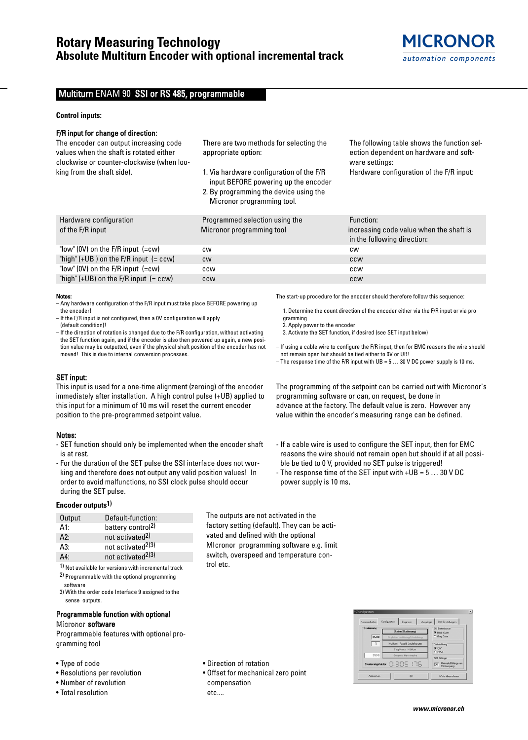## Multiturn ENAM 90 SSI or RS 485, programmable

### Control inputs:

#### F/R input for change of direction:

The encoder can output increasing code values when the shaft is rotated either clockwise or counter-clockwise (when looking from the shaft side).

There are two methods for selecting the appropriate option:

1. Via hardware configuration of the F/R input BEFORE powering up the encoder
2. By programming the device using the Micronor programming tool.

The following table shows the function selection dependent on hardware and software settings:
Hardware configuration of the F/R input:

| Hardware configuration of the F/R input | Programmed selection using the Micronor programming tool | Function: increasing code value when the shaft is in the following direction: |
|---|---|---|
| "low" (0V) on the F/R input (=cw) | cw | cw |
| "high" (+UB ) on the F/R input (= ccw) | cw | ccw |
| "low" (0V) on the F/R input (=cw) | ccw | ccw |
| "high" (+UB) on the F/R input (= ccw) | ccw | ccw |

**Notes:**

- Any hardware configuration of the F/R input must take place BEFORE powering up the encoder!
- If the F/R input is not configured, then a 0V configuration will apply (default condition)!
- If the direction of rotation is changed due to the F/R configuration, without activating the SET function again, and if the encoder is also then powered up again, a new position value may be outputted, even if the physical shaft position of the encoder has not moved! This is due to internal conversion processes.

The start-up procedure for the encoder should therefore follow this sequence:

1. Determine the count direction of the encoder either via the F/R input or via programming
2. Apply power to the encoder
3. Activate the SET function, if desired (see SET input below)

- If using a cable wire to configure the F/R input, then for EMC reasons the wire should not remain open but should be tied either to 0V or UB!
- The response time of the F/R input with UB = 5 … 30 V DC power supply is 10 ms.

#### SET input:

This input is used for a one-time alignment (zeroing) of the encoder immediately after installation. A high control pulse (+UB) applied to this input for a minimum of 10 ms will reset the current encoder position to the pre-programmed setpoint value.

The programming of the setpoint can be carried out with Micronor's programming software or can, on request, be done in advance at the factory. The default value is zero. However any value within the encoder's measuring range can be defined.

**Notes:**

- SET function should only be implemented when the encoder shaft is at rest.
- For the duration of the SET pulse the SSI interface does not working and therefore does not output any valid position values. In order to avoid malfunctions, no SSI clock pulse should occur during the SET pulse.
- If a cable wire is used to configure the SET input, then for EMC reasons the wire should not remain open but should if at all possible be tied to 0 V, provided no SET pulse is triggered!
- The response time of the SET input with +UB = 5 … 30 V DC power supply is 10 ms.

### Encoder outputs[1)]

| Output | Default-function: |
|---|---|
| A1: | battery control[2)] |
| A2: | not activated[2)] |
| A3: | not activated[2)3)] |
| A4: | not activated[2)3)] |

1) Not available for versions with incremental track
2) Programmable with the optional programming software
3) With the order code Interface 9 assigned to the sense outputs.

The outputs are not activated in the factory setting (default). They can be activated and defined with the optional MIcronor programming software e.g. limit switch, overspeed and temperature control etc.

### Programmable function with optional Micronor software

Programmable features with optional programming tool

- Type of code
- Resolutions per revolution
- Number of revolution
- Total resolution
- Direction of rotation
- Offset for mechanical zero point compensation

etc....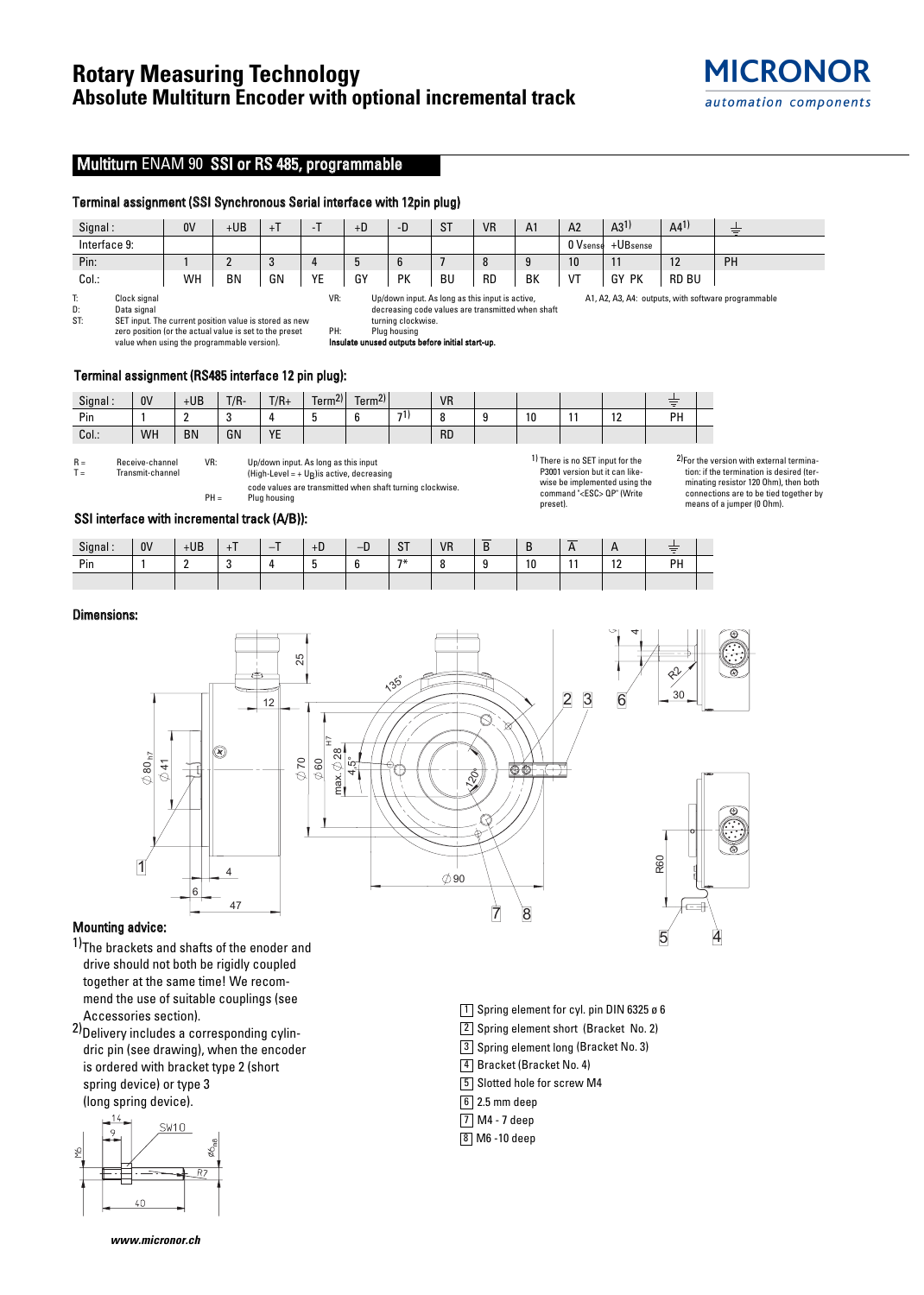# Rotary Measuring Technology
## Absolute Multiturn Encoder with optional incremental track

## Multiturn ENAM 90 **SSI or RS 485, programmable**

### Terminal assignment (SSI Synchronous Serial interface with 12pin plug)

| Signal : | 0V | +UB | +T | -T | +D | -D | ST | VR | A1 | A2 | A3[1)] | A4[1)] | ⏚ |
|---|---|---|---|---|---|---|---|---|---|---|---|---|---|
| Interface 9: | | | | | | | | | | 0 Vsense | +UBsense | | |
| Pin: | 1 | 2 | 3 | 4 | 5 | 6 | 7 | 8 | 9 | 10 | 11 | 12 | PH |
| Col.: | WH | BN | GN | YE | GY | PK | BU | RD | BK | VT | GY PK | RD BU | |

T: Clock signal
D: Data signal
ST: SET input. The current position value is stored as new zero position (or the actual value is set to the preset value when using the programmable version).
VR: Up/down input. As long as this input is active, decreasing code values are transmitted when shaft turning clockwise.
PH: Plug housing
**Insulate unused outputs before initial start-up.**
A1, A2, A3, A4: outputs, with software programmable

### Terminal assignment (RS485 interface 12 pin plug):

| Signal : | 0V | +UB | T/R- | T/R+ | Term[2)] | Term[2)] | | VR | | | | | ⏚ |
|---|---|---|---|---|---|---|---|---|---|---|---|---|---|
| Pin | 1 | 2 | 3 | 4 | 5 | 6 | 7[1)] | 8 | 9 | 10 | 11 | 12 | PH |
| Col.: | WH | BN | GN | YE | | | | RD | | | | | |

R = Receive-channel
T = Transmit-channel
VR: Up/down input. As long as this input (High-Level = + $U_B$) is active, decreasing code values are transmitted when shaft turning clockwise.
PH = Plug housing

1) There is no SET input for the P3001 version but it can likewise be implemented using the command "<ESC> 0P" (Write preset).

2) For the version with external termination: if the termination is desired (terminating resistor 120 Ohm), then both connections are to be tied together by means of a jumper (0 Ohm).

### SSI interface with incremental track (A/B)):

| Signal : | 0V | +UB | +T | –T | +D | –D | ST | VR | $\overline{B}$ | B | $\overline{A}$ | A | ⏚ |
|---|---|---|---|---|---|---|---|---|---|---|---|---|---|
| Pin | 1 | 2 | 3 | 4 | 5 | 6 | 7* | 8 | 9 | 10 | 11 | 12 | PH |
| | | | | | | | | | | | | | |

### Dimensions:

### Mounting advice:

1) The brackets and shafts of the enoder and drive should not both be rigidly coupled together at the same time! We recommend the use of suitable couplings (see Accessories section).

2) Delivery includes a corresponding cylindric pin (see drawing), when the encoder is ordered with bracket type 2 (short spring device) or type 3 (long spring device).

1. Spring element for cyl. pin DIN 6325 ø 6
2. Spring element short (Bracket No. 2)
3. Spring element long (Bracket No. 3)
4. Bracket (Bracket No. 4)
5. Slotted hole for screw M4
6. 2.5 mm deep
7. M4 - 7 deep
8. M6 -10 deep

www.micronor.ch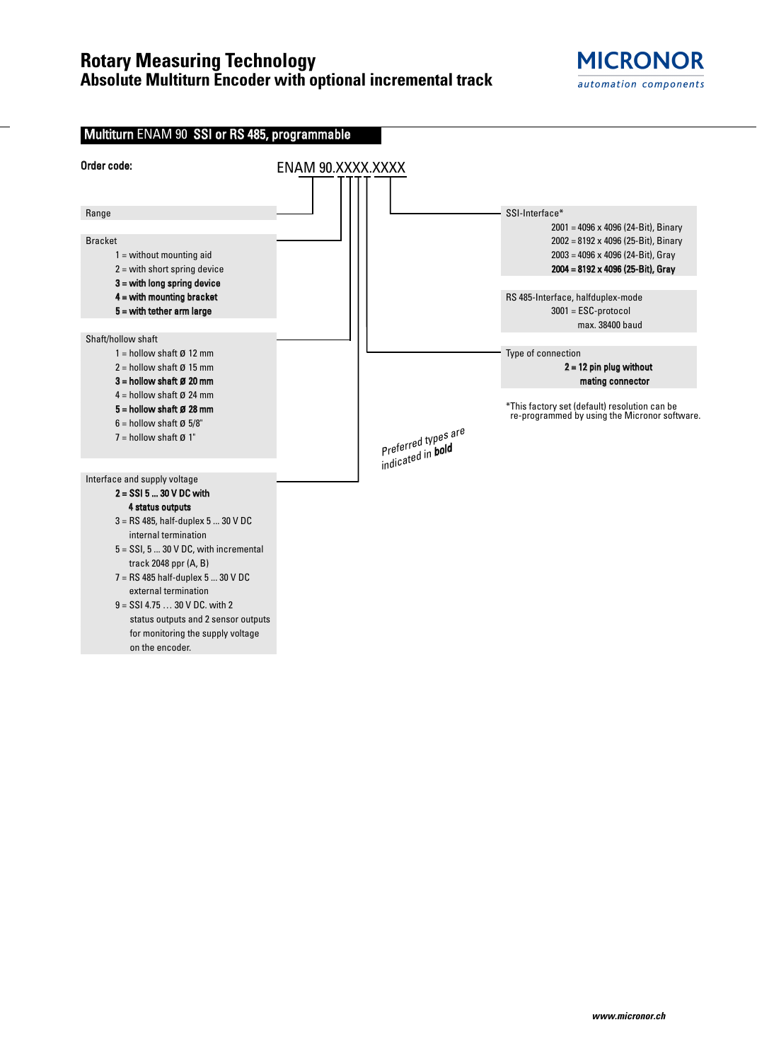# Rotary Measuring Technology
## Absolute Multiturn Encoder with optional incremental track

MICRONOR
*automation components*

## Multiturn ENAM 90 SSI or RS 485, programmable

**Order code:** ENAM 90.XXXX.XXXX

**Range**

**Bracket**
- 1 = without mounting aid
- 2 = with short spring device
- **3 = with long spring device**
- **4 = with mounting bracket**
- **5 = with tether arm large**

**Shaft/hollow shaft**
- 1 = hollow shaft Ø 12 mm
- 2 = hollow shaft Ø 15 mm
- **3 = hollow shaft Ø 20 mm**
- 4 = hollow shaft Ø 24 mm
- **5 = hollow shaft Ø 28 mm**
- 6 = hollow shaft Ø 5/8"
- 7 = hollow shaft Ø 1"

**Interface and supply voltage**
- **2 = SSI 5 ... 30 V DC with 4 status outputs**
- 3 = RS 485, half-duplex 5 ... 30 V DC internal termination
- 5 = SSI, 5 ... 30 V DC, with incremental track 2048 ppr (A, B)
- 7 = RS 485 half-duplex 5 ... 30 V DC external termination
- 9 = SSI 4.75 … 30 V DC. with 2 status outputs and 2 sensor outputs for monitoring the supply voltage on the encoder.

**Type of connection**
- **2 = 12 pin plug without mating connector**

**SSI-Interface***
- 2001 = 4096 x 4096 (24-Bit), Binary
- 2002 = 8192 x 4096 (25-Bit), Binary
- 2003 = 4096 x 4096 (24-Bit), Gray
- **2004 = 8192 x 4096 (25-Bit), Gray**

**RS 485-Interface, halfduplex-mode**
- 3001 = ESC-protocol max. 38400 baud

*This factory set (default) resolution can be re-programmed by using the Micronor software.

*Preferred types are indicated in* ***bold***